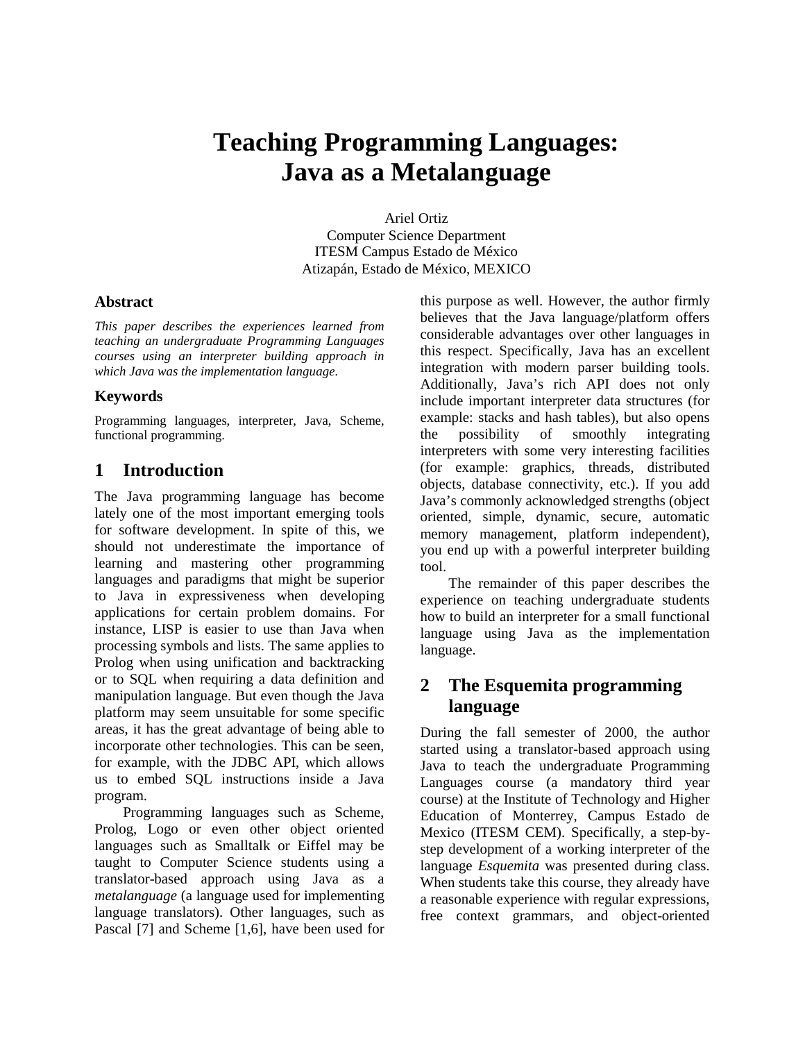# Teaching Programming Languages: Java as a Metalanguage

Ariel Ortiz
Computer Science Department
ITESM Campus Estado de México
Atizapán, Estado de México, MEXICO

### Abstract

*This paper describes the experiences learned from teaching an undergraduate Programming Languages courses using an interpreter building approach in which Java was the implementation language.*

### Keywords

Programming languages, interpreter, Java, Scheme, functional programming.

## 1 Introduction

The Java programming language has become lately one of the most important emerging tools for software development. In spite of this, we should not underestimate the importance of learning and mastering other programming languages and paradigms that might be superior to Java in expressiveness when developing applications for certain problem domains. For instance, LISP is easier to use than Java when processing symbols and lists. The same applies to Prolog when using unification and backtracking or to SQL when requiring a data definition and manipulation language. But even though the Java platform may seem unsuitable for some specific areas, it has the great advantage of being able to incorporate other technologies. This can be seen, for example, with the JDBC API, which allows us to embed SQL instructions inside a Java program.

Programming languages such as Scheme, Prolog, Logo or even other object oriented languages such as Smalltalk or Eiffel may be taught to Computer Science students using a translator-based approach using Java as a *metalanguage* (a language used for implementing language translators). Other languages, such as Pascal [7] and Scheme [1,6], have been used for this purpose as well. However, the author firmly believes that the Java language/platform offers considerable advantages over other languages in this respect. Specifically, Java has an excellent integration with modern parser building tools. Additionally, Java's rich API does not only include important interpreter data structures (for example: stacks and hash tables), but also opens the possibility of smoothly integrating interpreters with some very interesting facilities (for example: graphics, threads, distributed objects, database connectivity, etc.). If you add Java's commonly acknowledged strengths (object oriented, simple, dynamic, secure, automatic memory management, platform independent), you end up with a powerful interpreter building tool.

The remainder of this paper describes the experience on teaching undergraduate students how to build an interpreter for a small functional language using Java as the implementation language.

## 2 The Esquemita programming language

During the fall semester of 2000, the author started using a translator-based approach using Java to teach the undergraduate Programming Languages course (a mandatory third year course) at the Institute of Technology and Higher Education of Monterrey, Campus Estado de Mexico (ITESM CEM). Specifically, a step-by-step development of a working interpreter of the language *Esquemita* was presented during class. When students take this course, they already have a reasonable experience with regular expressions, free context grammars, and object-oriented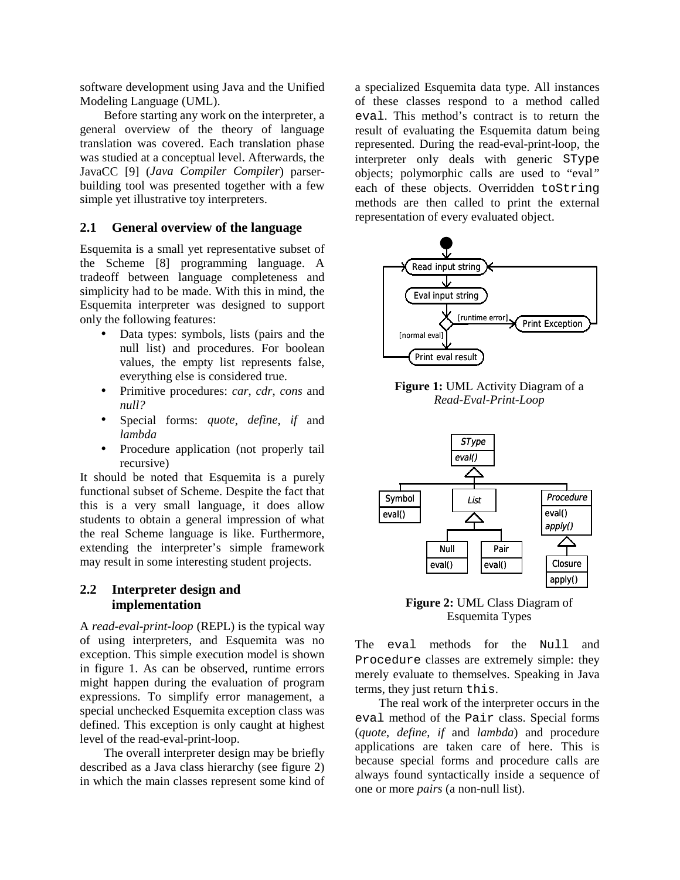software development using Java and the Unified Modeling Language (UML).

Before starting any work on the interpreter, a general overview of the theory of language translation was covered. Each translation phase was studied at a conceptual level. Afterwards, the JavaCC [9] (*Java Compiler Compiler*) parser-building tool was presented together with a few simple yet illustrative toy interpreters.

## 2.1 General overview of the language

Esquemita is a small yet representative subset of the Scheme [8] programming language. A tradeoff between language completeness and simplicity had to be made. With this in mind, the Esquemita interpreter was designed to support only the following features:

- Data types: symbols, lists (pairs and the null list) and procedures. For boolean values, the empty list represents false, everything else is considered true.
- Primitive procedures: *car*, *cdr*, *cons* and *null?*
- Special forms: *quote*, *define*, *if* and *lambda*
- Procedure application (not properly tail recursive)

It should be noted that Esquemita is a purely functional subset of Scheme. Despite the fact that this is a very small language, it does allow students to obtain a general impression of what the real Scheme language is like. Furthermore, extending the interpreter's simple framework may result in some interesting student projects.

## 2.2 Interpreter design and implementation

A *read-eval-print-loop* (REPL) is the typical way of using interpreters, and Esquemita was no exception. This simple execution model is shown in figure 1. As can be observed, runtime errors might happen during the evaluation of program expressions. To simplify error management, a special unchecked Esquemita exception class was defined. This exception is only caught at highest level of the read-eval-print-loop.

The overall interpreter design may be briefly described as a Java class hierarchy (see figure 2) in which the main classes represent some kind of a specialized Esquemita data type. All instances of these classes respond to a method called `eval`. This method's contract is to return the result of evaluating the Esquemita datum being represented. During the read-eval-print-loop, the interpreter only deals with generic `SType` objects; polymorphic calls are used to "eval" each of these objects. Overridden `toString` methods are then called to print the external representation of every evaluated object.

**Figure 1:** UML Activity Diagram of a *Read-Eval-Print-Loop*

**Figure 2:** UML Class Diagram of Esquemita Types

The `eval` methods for the `Null` and `Procedure` classes are extremely simple: they merely evaluate to themselves. Speaking in Java terms, they just return `this`.

The real work of the interpreter occurs in the `eval` method of the `Pair` class. Special forms (*quote*, *define*, *if* and *lambda*) and procedure applications are taken care of here. This is because special forms and procedure calls are always found syntactically inside a sequence of one or more *pairs* (a non-null list).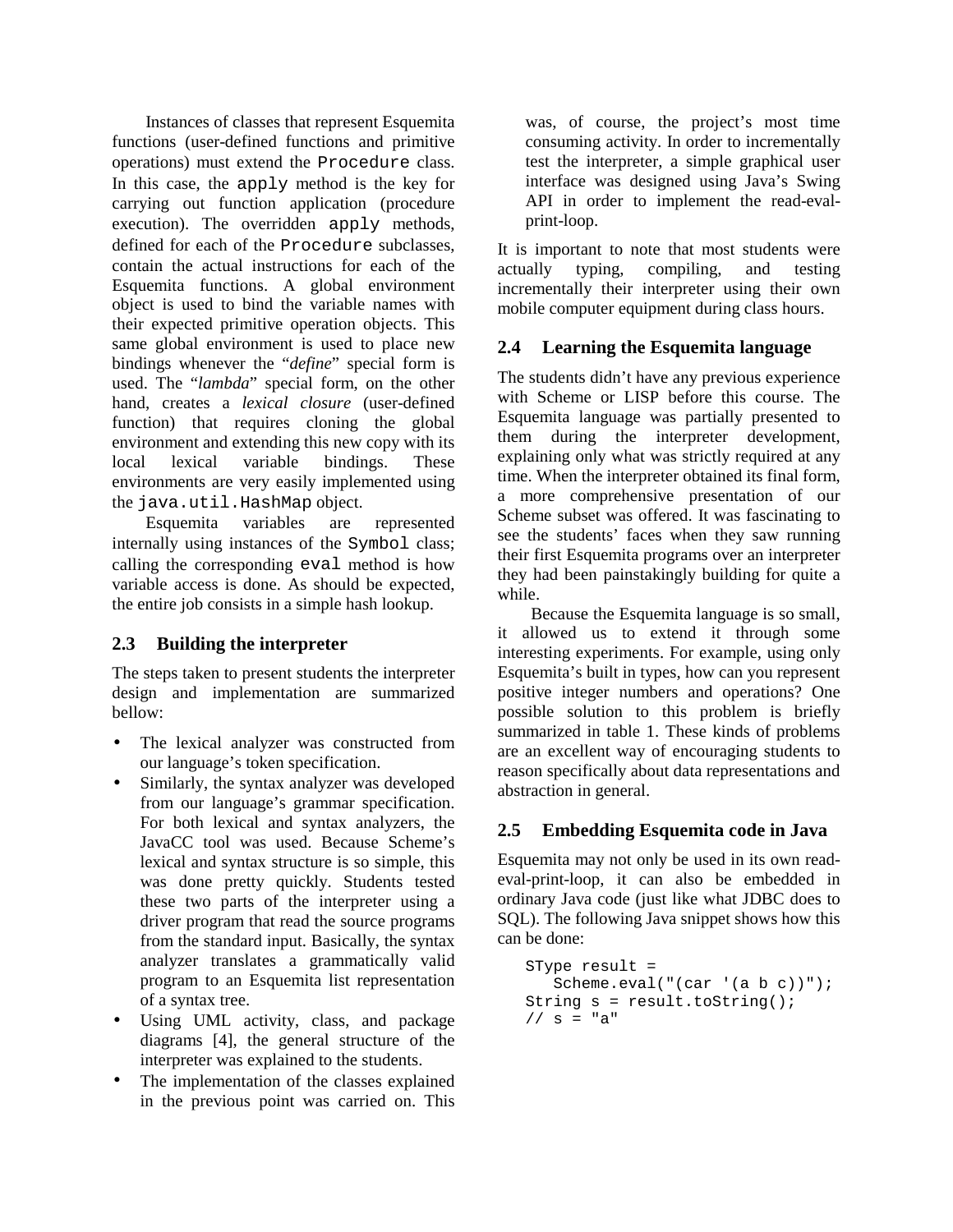Instances of classes that represent Esquemita functions (user-defined functions and primitive operations) must extend the `Procedure` class. In this case, the `apply` method is the key for carrying out function application (procedure execution). The overridden `apply` methods, defined for each of the `Procedure` subclasses, contain the actual instructions for each of the Esquemita functions. A global environment object is used to bind the variable names with their expected primitive operation objects. This same global environment is used to place new bindings whenever the "*define*" special form is used. The "*lambda*" special form, on the other hand, creates a *lexical closure* (user-defined function) that requires cloning the global environment and extending this new copy with its local lexical variable bindings. These environments are very easily implemented using the `java.util.HashMap` object.

Esquemita variables are represented internally using instances of the `Symbol` class; calling the corresponding `eval` method is how variable access is done. As should be expected, the entire job consists in a simple hash lookup.

## 2.3 Building the interpreter

The steps taken to present students the interpreter design and implementation are summarized bellow:

- The lexical analyzer was constructed from our language's token specification.
- Similarly, the syntax analyzer was developed from our language's grammar specification. For both lexical and syntax analyzers, the JavaCC tool was used. Because Scheme's lexical and syntax structure is so simple, this was done pretty quickly. Students tested these two parts of the interpreter using a driver program that read the source programs from the standard input. Basically, the syntax analyzer translates a grammatically valid program to an Esquemita list representation of a syntax tree.
- Using UML activity, class, and package diagrams [4], the general structure of the interpreter was explained to the students.
- The implementation of the classes explained in the previous point was carried on. This was, of course, the project's most time consuming activity. In order to incrementally test the interpreter, a simple graphical user interface was designed using Java's Swing API in order to implement the read-eval-print-loop.

It is important to note that most students were actually typing, compiling, and testing incrementally their interpreter using their own mobile computer equipment during class hours.

## 2.4 Learning the Esquemita language

The students didn't have any previous experience with Scheme or LISP before this course. The Esquemita language was partially presented to them during the interpreter development, explaining only what was strictly required at any time. When the interpreter obtained its final form, a more comprehensive presentation of our Scheme subset was offered. It was fascinating to see the students' faces when they saw running their first Esquemita programs over an interpreter they had been painstakingly building for quite a while.

Because the Esquemita language is so small, it allowed us to extend it through some interesting experiments. For example, using only Esquemita's built in types, how can you represent positive integer numbers and operations? One possible solution to this problem is briefly summarized in table 1. These kinds of problems are an excellent way of encouraging students to reason specifically about data representations and abstraction in general.

## 2.5 Embedding Esquemita code in Java

Esquemita may not only be used in its own read-eval-print-loop, it can also be embedded in ordinary Java code (just like what JDBC does to SQL). The following Java snippet shows how this can be done:

```
SType result =
   Scheme.eval("(car '(a b c))");
String s = result.toString();
// s = "a"
```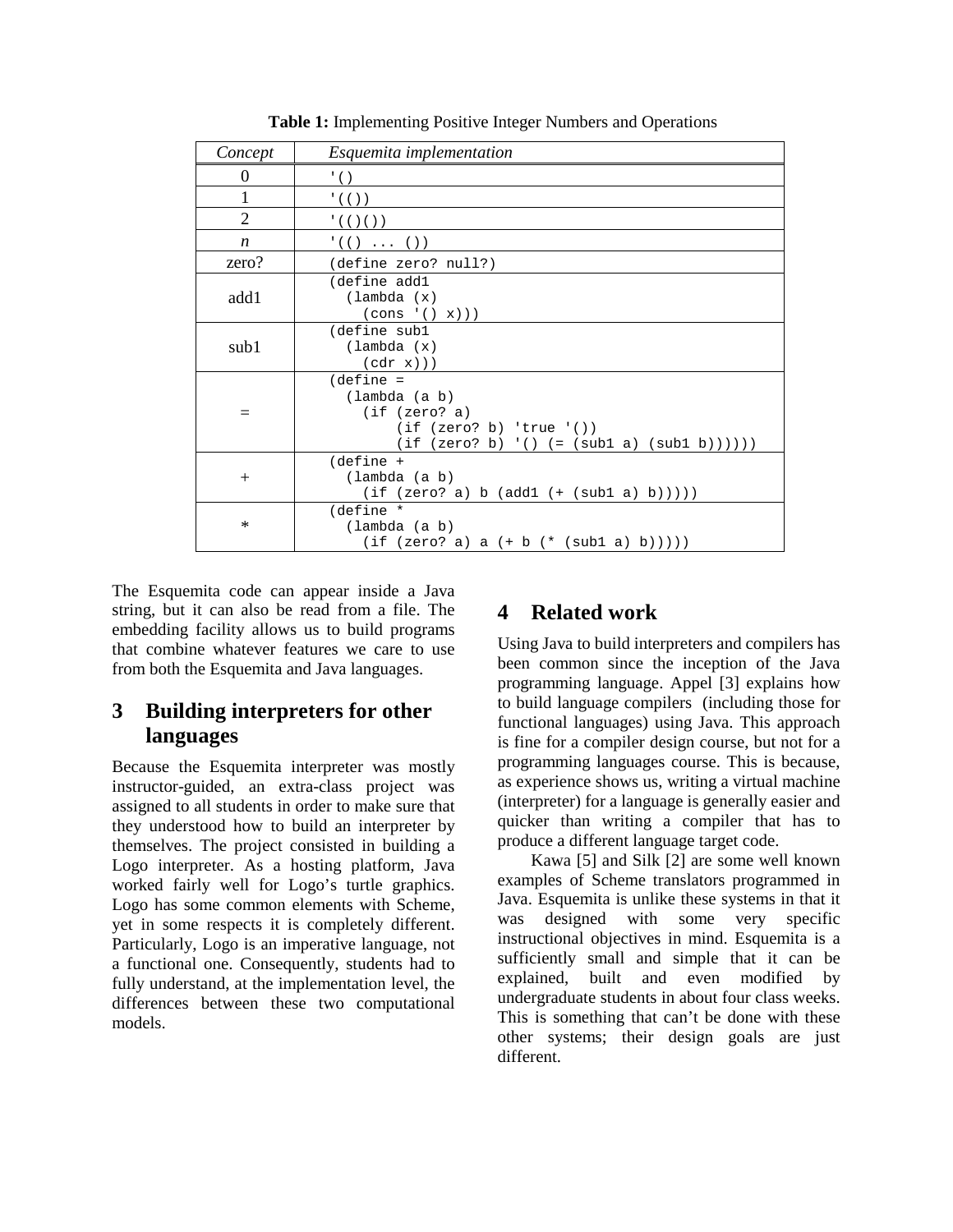**Table 1:** Implementing Positive Integer Numbers and Operations

| *Concept* | *Esquemita implementation* |
|---|---|
| 0 | `'()` |
| 1 | `'(())` |
| 2 | `'(()())` |
| *n* | `'(() ... ())` |
| zero? | `(define zero? null?)` |
| add1 | `(define add1 (lambda (x) (cons '() x)))` |
| sub1 | `(define sub1 (lambda (x) (cdr x)))` |
| = | `(define = (lambda (a b) (if (zero? a) (if (zero? b) 'true '()) (if (zero? b) '() (= (sub1 a) (sub1 b))))))` |
| + | `(define + (lambda (a b) (if (zero? a) b (add1 (+ (sub1 a) b)))))` |
| * | `(define * (lambda (a b) (if (zero? a) a (+ b (* (sub1 a) b)))))` |

The Esquemita code can appear inside a Java string, but it can also be read from a file. The embedding facility allows us to build programs that combine whatever features we care to use from both the Esquemita and Java languages.

## 3 Building interpreters for other languages

Because the Esquemita interpreter was mostly instructor-guided, an extra-class project was assigned to all students in order to make sure that they understood how to build an interpreter by themselves. The project consisted in building a Logo interpreter. As a hosting platform, Java worked fairly well for Logo's turtle graphics. Logo has some common elements with Scheme, yet in some respects it is completely different. Particularly, Logo is an imperative language, not a functional one. Consequently, students had to fully understand, at the implementation level, the differences between these two computational models.

## 4 Related work

Using Java to build interpreters and compilers has been common since the inception of the Java programming language. Appel [3] explains how to build language compilers (including those for functional languages) using Java. This approach is fine for a compiler design course, but not for a programming languages course. This is because, as experience shows us, writing a virtual machine (interpreter) for a language is generally easier and quicker than writing a compiler that has to produce a different language target code.

Kawa [5] and Silk [2] are some well known examples of Scheme translators programmed in Java. Esquemita is unlike these systems in that it was designed with some very specific instructional objectives in mind. Esquemita is a sufficiently small and simple that it can be explained, built and even modified by undergraduate students in about four class weeks. This is something that can't be done with these other systems; their design goals are just different.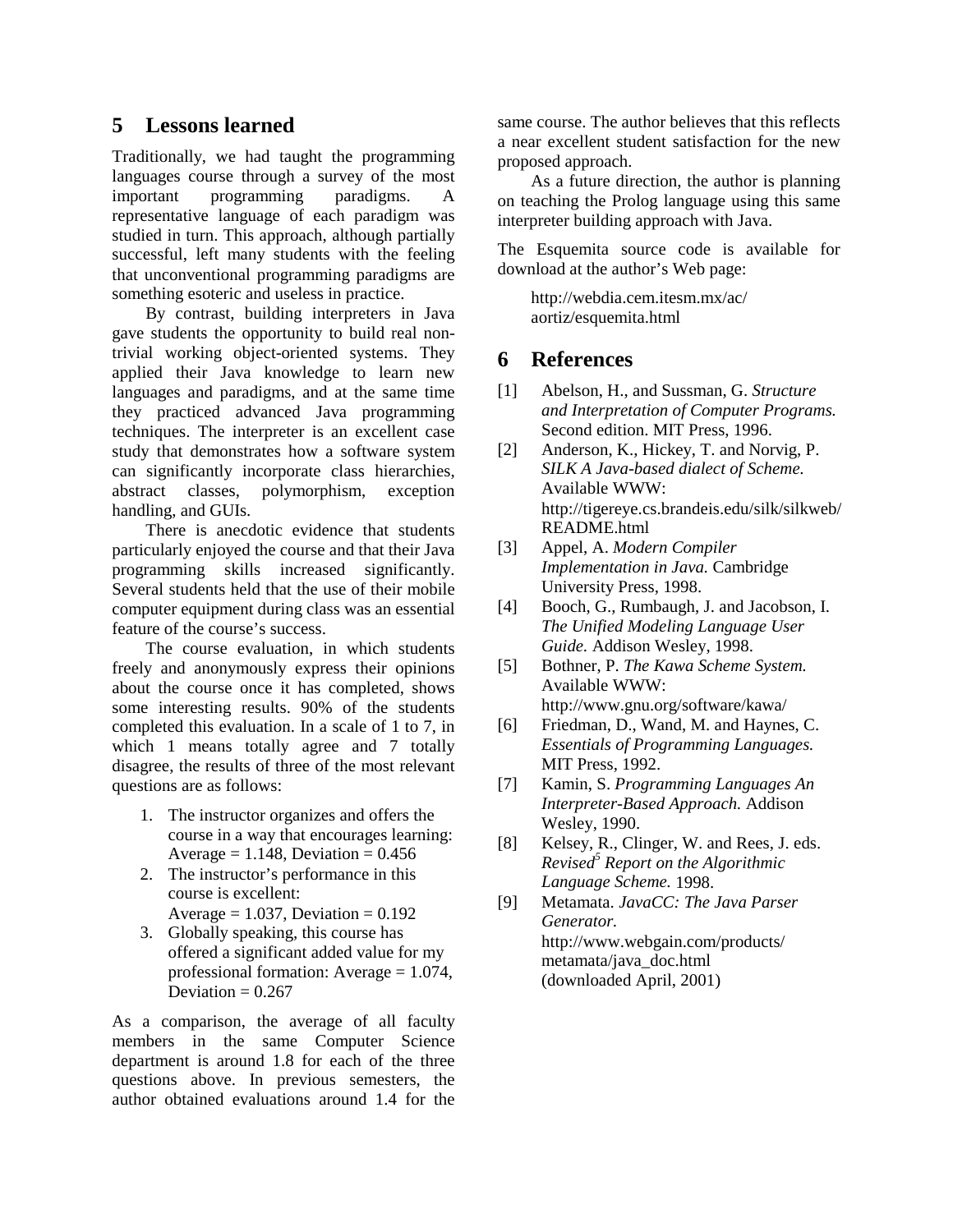## 5 Lessons learned

Traditionally, we had taught the programming languages course through a survey of the most important programming paradigms. A representative language of each paradigm was studied in turn. This approach, although partially successful, left many students with the feeling that unconventional programming paradigms are something esoteric and useless in practice.

By contrast, building interpreters in Java gave students the opportunity to build real non-trivial working object-oriented systems. They applied their Java knowledge to learn new languages and paradigms, and at the same time they practiced advanced Java programming techniques. The interpreter is an excellent case study that demonstrates how a software system can significantly incorporate class hierarchies, abstract classes, polymorphism, exception handling, and GUIs.

There is anecdotic evidence that students particularly enjoyed the course and that their Java programming skills increased significantly. Several students held that the use of their mobile computer equipment during class was an essential feature of the course's success.

The course evaluation, in which students freely and anonymously express their opinions about the course once it has completed, shows some interesting results. 90% of the students completed this evaluation. In a scale of 1 to 7, in which 1 means totally agree and 7 totally disagree, the results of three of the most relevant questions are as follows:

1. The instructor organizes and offers the course in a way that encourages learning: Average = 1.148, Deviation = 0.456
2. The instructor's performance in this course is excellent: Average = 1.037, Deviation = 0.192
3. Globally speaking, this course has offered a significant added value for my professional formation: Average = 1.074, Deviation = 0.267

As a comparison, the average of all faculty members in the same Computer Science department is around 1.8 for each of the three questions above. In previous semesters, the author obtained evaluations around 1.4 for the same course. The author believes that this reflects a near excellent student satisfaction for the new proposed approach.

As a future direction, the author is planning on teaching the Prolog language using this same interpreter building approach with Java.

The Esquemita source code is available for download at the author's Web page:

http://webdia.cem.itesm.mx/ac/aortiz/esquemita.html

## 6 References

[1] Abelson, H., and Sussman, G. *Structure and Interpretation of Computer Programs.* Second edition. MIT Press, 1996.

[2] Anderson, K., Hickey, T. and Norvig, P. *SILK A Java-based dialect of Scheme.* Available WWW: http://tigereye.cs.brandeis.edu/silk/silkweb/README.html

[3] Appel, A. *Modern Compiler Implementation in Java.* Cambridge University Press, 1998.

[4] Booch, G., Rumbaugh, J. and Jacobson, I. *The Unified Modeling Language User Guide.* Addison Wesley, 1998.

[5] Bothner, P. *The Kawa Scheme System.* Available WWW: http://www.gnu.org/software/kawa/

[6] Friedman, D., Wand, M. and Haynes, C. *Essentials of Programming Languages.* MIT Press, 1992.

[7] Kamin, S. *Programming Languages An Interpreter-Based Approach.* Addison Wesley, 1990.

[8] Kelsey, R., Clinger, W. and Rees, J. eds. *Revised$^5$ Report on the Algorithmic Language Scheme.* 1998.

[9] Metamata. *JavaCC: The Java Parser Generator.* http://www.webgain.com/products/metamata/java_doc.html (downloaded April, 2001)